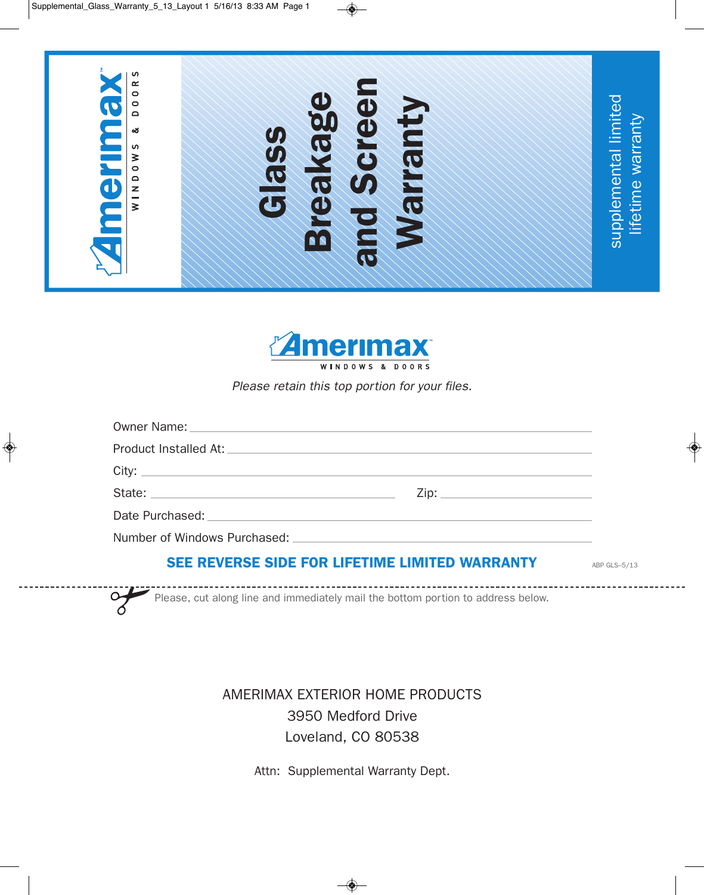Amerimax WINDOWS & DOORS

# Glass Breakage and Screen Warranty

supplemental limited lifetime warranty

Amerimax WINDOWS & DOORS

*Please retain this top portion for your files.*

Owner Name: ______________________________

Product Installed At: ______________________________

City: ______________________________

State: ______________________________ Zip: ______________

Date Purchased: ______________________________

Number of Windows Purchased: ______________________________

**SEE REVERSE SIDE FOR LIFETIME LIMITED WARRANTY**

ABP GLS–5/13

---

Please, cut along line and immediately mail the bottom portion to address below.

AMERIMAX EXTERIOR HOME PRODUCTS
3950 Medford Drive
Loveland, CO 80538

Attn: Supplemental Warranty Dept.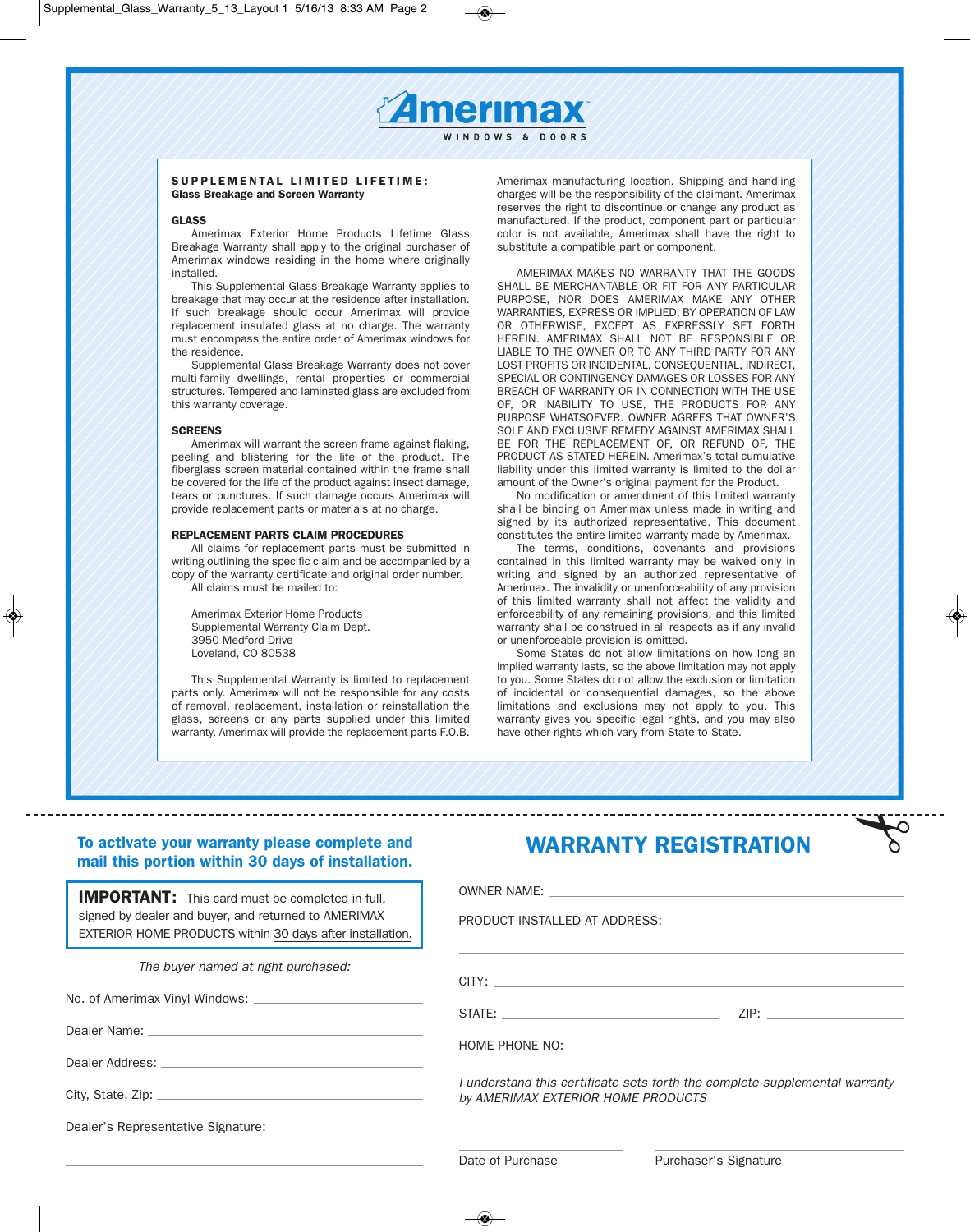Amerimax
WINDOWS & DOORS

## SUPPLEMENTAL LIMITED LIFETIME:
**Glass Breakage and Screen Warranty**

### GLASS

Amerimax Exterior Home Products Lifetime Glass Breakage Warranty shall apply to the original purchaser of Amerimax windows residing in the home where originally installed.

This Supplemental Glass Breakage Warranty applies to breakage that may occur at the residence after installation. If such breakage should occur Amerimax will provide replacement insulated glass at no charge. The warranty must encompass the entire order of Amerimax windows for the residence.

Supplemental Glass Breakage Warranty does not cover multi-family dwellings, rental properties or commercial structures. Tempered and laminated glass are excluded from this warranty coverage.

### SCREENS

Amerimax will warrant the screen frame against flaking, peeling and blistering for the life of the product. The fiberglass screen material contained within the frame shall be covered for the life of the product against insect damage, tears or punctures. If such damage occurs Amerimax will provide replacement parts or materials at no charge.

### REPLACEMENT PARTS CLAIM PROCEDURES

All claims for replacement parts must be submitted in writing outlining the specific claim and be accompanied by a copy of the warranty certificate and original order number.

All claims must be mailed to:

Amerimax Exterior Home Products
Supplemental Warranty Claim Dept.
3950 Medford Drive
Loveland, CO 80538

This Supplemental Warranty is limited to replacement parts only. Amerimax will not be responsible for any costs of removal, replacement, installation or reinstallation the glass, screens or any parts supplied under this limited warranty. Amerimax will provide the replacement parts F.O.B. Amerimax manufacturing location. Shipping and handling charges will be the responsibility of the claimant. Amerimax reserves the right to discontinue or change any product as manufactured. If the product, component part or particular color is not available, Amerimax shall have the right to substitute a compatible part or component.

AMERIMAX MAKES NO WARRANTY THAT THE GOODS SHALL BE MERCHANTABLE OR FIT FOR ANY PARTICULAR PURPOSE, NOR DOES AMERIMAX MAKE ANY OTHER WARRANTIES, EXPRESS OR IMPLIED, BY OPERATION OF LAW OR OTHERWISE, EXCEPT AS EXPRESSLY SET FORTH HEREIN. AMERIMAX SHALL NOT BE RESPONSIBLE OR LIABLE TO THE OWNER OR TO ANY THIRD PARTY FOR ANY LOST PROFITS OR INCIDENTAL, CONSEQUENTIAL, INDIRECT, SPECIAL OR CONTINGENCY DAMAGES OR LOSSES FOR ANY BREACH OF WARRANTY OR IN CONNECTION WITH THE USE OF, OR INABILITY TO USE, THE PRODUCTS FOR ANY PURPOSE WHATSOEVER. OWNER AGREES THAT OWNER'S SOLE AND EXCLUSIVE REMEDY AGAINST AMERIMAX SHALL BE FOR THE REPLACEMENT OF, OR REFUND OF, THE PRODUCT AS STATED HEREIN. Amerimax's total cumulative liability under this limited warranty is limited to the dollar amount of the Owner's original payment for the Product.

No modification or amendment of this limited warranty shall be binding on Amerimax unless made in writing and signed by its authorized representative. This document constitutes the entire limited warranty made by Amerimax.

The terms, conditions, covenants and provisions contained in this limited warranty may be waived only in writing and signed by an authorized representative of Amerimax. The invalidity or unenforceability of any provision of this limited warranty shall not affect the validity and enforceability of any remaining provisions, and this limited warranty shall be construed in all respects as if any invalid or unenforceable provision is omitted.

Some States do not allow limitations on how long an implied warranty lasts, so the above limitation may not apply to you. Some States do not allow the exclusion or limitation of incidental or consequential damages, so the above limitations and exclusions may not apply to you. This warranty gives you specific legal rights, and you may also have other rights which vary from State to State.

---

**To activate your warranty please complete and mail this portion within 30 days of installation.**

**IMPORTANT:** This card must be completed in full, signed by dealer and buyer, and returned to AMERIMAX EXTERIOR HOME PRODUCTS within 30 days after installation.

*The buyer named at right purchased:*

No. of Amerimax Vinyl Windows: ____________________

Dealer Name: ____________________

Dealer Address: ____________________

City, State, Zip: ____________________

Dealer's Representative Signature:

____________________

## WARRANTY REGISTRATION

OWNER NAME: ____________________

PRODUCT INSTALLED AT ADDRESS:

____________________

CITY: ____________________

STATE: ____________________ ZIP: ____________________

HOME PHONE NO: ____________________

*I understand this certificate sets forth the complete supplemental warranty by AMERIMAX EXTERIOR HOME PRODUCTS*

____________________ ____________________
Date of Purchase Purchaser's Signature